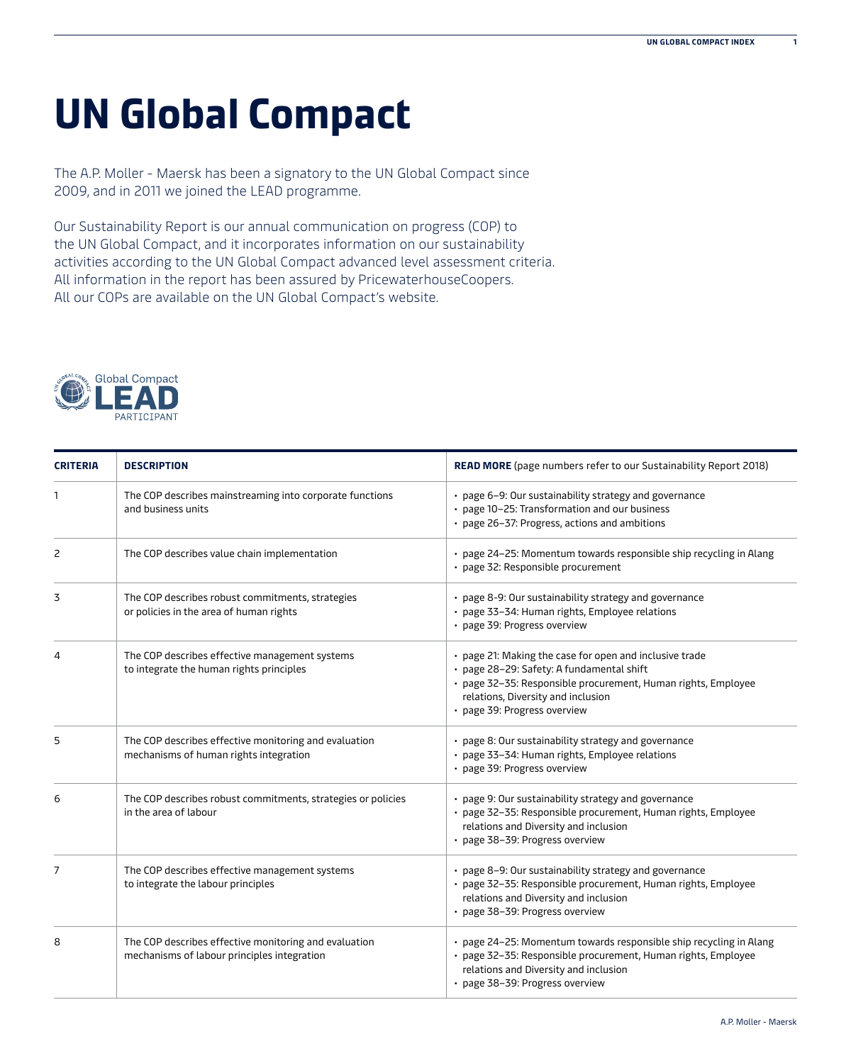# UN Global Compact

The A.P. Moller - Maersk has been a signatory to the UN Global Compact since 2009, and in 2011 we joined the LEAD programme.

Our Sustainability Report is our annual communication on progress (COP) to the UN Global Compact, and it incorporates information on our sustainability activities according to the UN Global Compact advanced level assessment criteria. All information in the report has been assured by PricewaterhouseCoopers. All our COPs are available on the UN Global Compact's website.

Global Compact LEAD PARTICIPANT

| CRITERIA | DESCRIPTION | READ MORE (page numbers refer to our Sustainability Report 2018) |
|---|---|---|
| 1 | The COP describes mainstreaming into corporate functions and business units | • page 6–9: Our sustainability strategy and governance<br>• page 10–25: Transformation and our business<br>• page 26–37: Progress, actions and ambitions |
| 2 | The COP describes value chain implementation | • page 24–25: Momentum towards responsible ship recycling in Alang<br>• page 32: Responsible procurement |
| 3 | The COP describes robust commitments, strategies or policies in the area of human rights | • page 8-9: Our sustainability strategy and governance<br>• page 33–34: Human rights, Employee relations<br>• page 39: Progress overview |
| 4 | The COP describes effective management systems to integrate the human rights principles | • page 21: Making the case for open and inclusive trade<br>• page 28–29: Safety: A fundamental shift<br>• page 32–35: Responsible procurement, Human rights, Employee relations, Diversity and inclusion<br>• page 39: Progress overview |
| 5 | The COP describes effective monitoring and evaluation mechanisms of human rights integration | • page 8: Our sustainability strategy and governance<br>• page 33–34: Human rights, Employee relations<br>• page 39: Progress overview |
| 6 | The COP describes robust commitments, strategies or policies in the area of labour | • page 9: Our sustainability strategy and governance<br>• page 32–35: Responsible procurement, Human rights, Employee relations and Diversity and inclusion<br>• page 38–39: Progress overview |
| 7 | The COP describes effective management systems to integrate the labour principles | • page 8–9: Our sustainability strategy and governance<br>• page 32–35: Responsible procurement, Human rights, Employee relations and Diversity and inclusion<br>• page 38–39: Progress overview |
| 8 | The COP describes effective monitoring and evaluation mechanisms of labour principles integration | • page 24–25: Momentum towards responsible ship recycling in Alang<br>• page 32–35: Responsible procurement, Human rights, Employee relations and Diversity and inclusion<br>• page 38–39: Progress overview |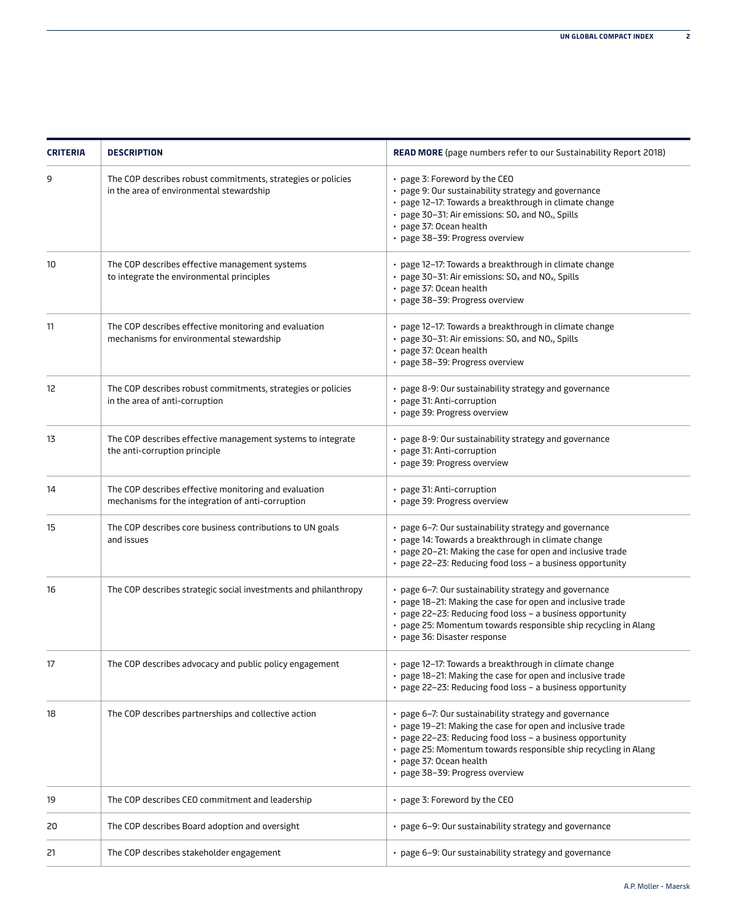| CRITERIA | DESCRIPTION | **READ MORE** (page numbers refer to our Sustainability Report 2018) |
|---|---|---|
| 9 | The COP describes robust commitments, strategies or policies in the area of environmental stewardship | • page 3: Foreword by the CEO<br>• page 9: Our sustainability strategy and governance<br>• page 12–17: Towards a breakthrough in climate change<br>• page 30–31: Air emissions: $SO_x$ and $NO_x$, Spills<br>• page 37: Ocean health<br>• page 38–39: Progress overview |
| 10 | The COP describes effective management systems to integrate the environmental principles | • page 12–17: Towards a breakthrough in climate change<br>• page 30–31: Air emissions: $SO_x$ and $NO_x$, Spills<br>• page 37: Ocean health<br>• page 38–39: Progress overview |
| 11 | The COP describes effective monitoring and evaluation mechanisms for environmental stewardship | • page 12–17: Towards a breakthrough in climate change<br>• page 30–31: Air emissions: $SO_x$ and $NO_x$, Spills<br>• page 37: Ocean health<br>• page 38–39: Progress overview |
| 12 | The COP describes robust commitments, strategies or policies in the area of anti-corruption | • page 8-9: Our sustainability strategy and governance<br>• page 31: Anti-corruption<br>• page 39: Progress overview |
| 13 | The COP describes effective management systems to integrate the anti-corruption principle | • page 8-9: Our sustainability strategy and governance<br>• page 31: Anti-corruption<br>• page 39: Progress overview |
| 14 | The COP describes effective monitoring and evaluation mechanisms for the integration of anti-corruption | • page 31: Anti-corruption<br>• page 39: Progress overview |
| 15 | The COP describes core business contributions to UN goals and issues | • page 6–7: Our sustainability strategy and governance<br>• page 14: Towards a breakthrough in climate change<br>• page 20–21: Making the case for open and inclusive trade<br>• page 22–23: Reducing food loss – a business opportunity |
| 16 | The COP describes strategic social investments and philanthropy | • page 6–7: Our sustainability strategy and governance<br>• page 18–21: Making the case for open and inclusive trade<br>• page 22–23: Reducing food loss – a business opportunity<br>• page 25: Momentum towards responsible ship recycling in Alang<br>• page 36: Disaster response |
| 17 | The COP describes advocacy and public policy engagement | • page 12–17: Towards a breakthrough in climate change<br>• page 18–21: Making the case for open and inclusive trade<br>• page 22–23: Reducing food loss – a business opportunity |
| 18 | The COP describes partnerships and collective action | • page 6–7: Our sustainability strategy and governance<br>• page 19–21: Making the case for open and inclusive trade<br>• page 22–23: Reducing food loss – a business opportunity<br>• page 25: Momentum towards responsible ship recycling in Alang<br>• page 37: Ocean health<br>• page 38–39: Progress overview |
| 19 | The COP describes CEO commitment and leadership | • page 3: Foreword by the CEO |
| 20 | The COP describes Board adoption and oversight | • page 6–9: Our sustainability strategy and governance |
| 21 | The COP describes stakeholder engagement | • page 6–9: Our sustainability strategy and governance |